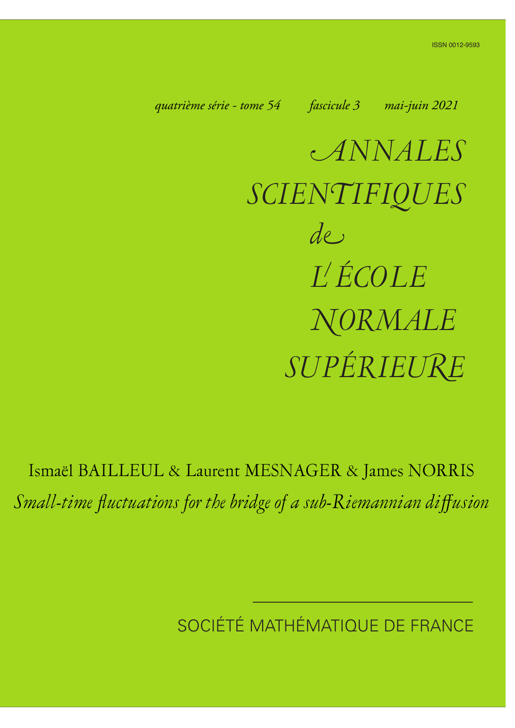ISSN 0012-9593

*quatrième série - tome 54 fascicule 3 mai-juin 2021*

# *ANNALES SCIENTIFIQUES de L'ÉCOLE NORMALE SUPÉRIEURE*

Ismaël BAILLEUL & Laurent MESNAGER & James NORRIS

*Small-time fluctuations for the bridge of a sub-Riemannian diffusion*

SOCIÉTÉ MATHÉMATIQUE DE FRANCE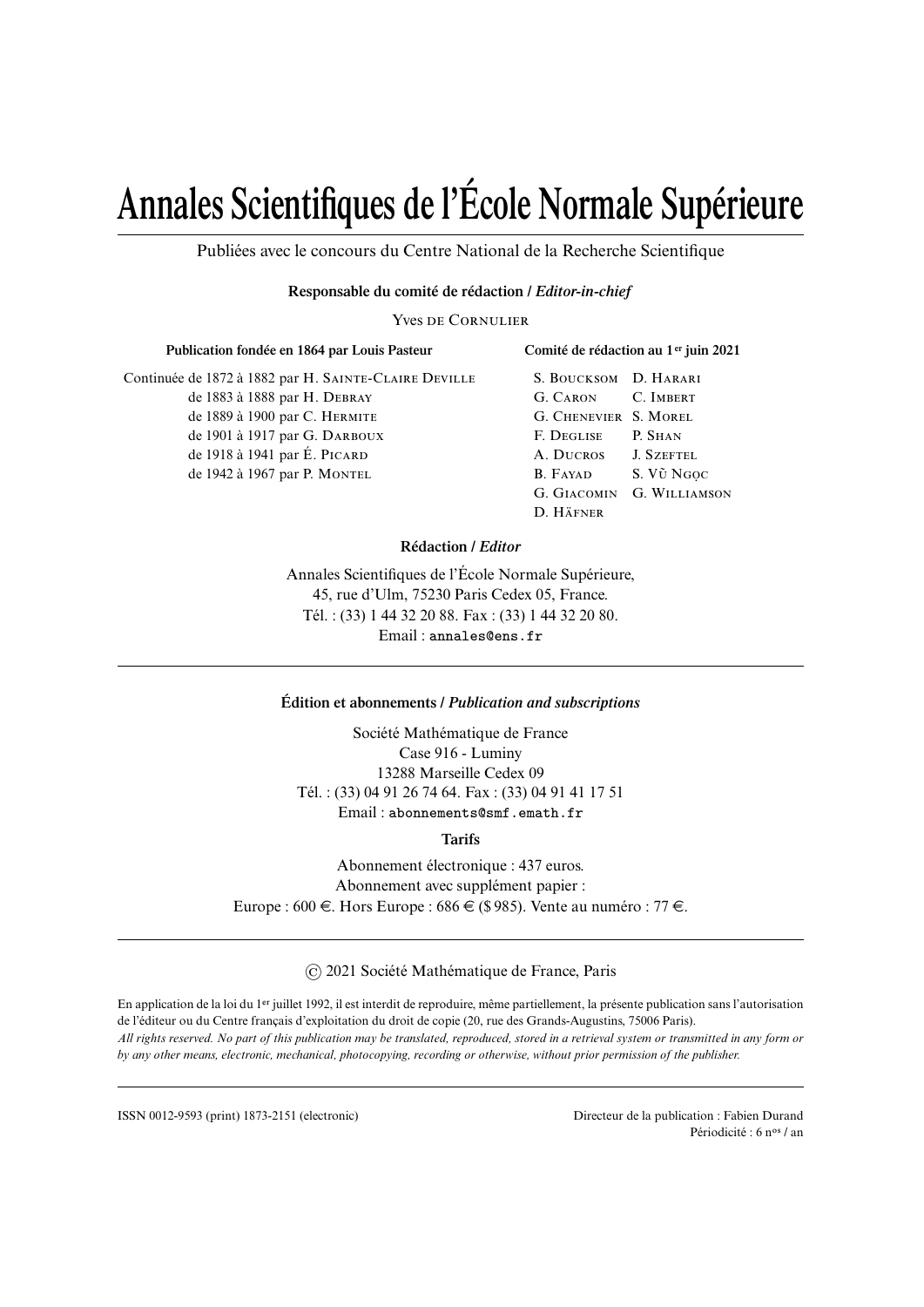# Annales Scientifiques de l'École Normale Supérieure

Publiées avec le concours du Centre National de la Recherche Scientifique

**Responsable du comité de rédaction / *Editor-in-chief***

Yves de Cornulier

**Publication fondée en 1864 par Louis Pasteur**

Continuée de 1872 à 1882 par H. Sainte-Claire Deville
de 1883 à 1888 par H. Debray
de 1889 à 1900 par C. Hermite
de 1901 à 1917 par G. Darboux
de 1918 à 1941 par É. Picard
de 1942 à 1967 par P. Montel

**Comité de rédaction au 1er juin 2021**

S. Boucksom
G. Caron
G. Chenevier
F. Deglise
A. Ducros
B. Fayad
G. Giacomin
D. Häfner
D. Harari
C. Imbert
S. Morel
P. Shan
J. Szeftel
S. Vũ Ngọc
G. Williamson

**Rédaction / *Editor***

Annales Scientifiques de l'École Normale Supérieure,
45, rue d'Ulm, 75230 Paris Cedex 05, France.
Tél. : (33) 1 44 32 20 88. Fax : (33) 1 44 32 20 80.
Email : annales@ens.fr

---

**Édition et abonnements / *Publication and subscriptions***

Société Mathématique de France
Case 916 - Luminy
13288 Marseille Cedex 09
Tél. : (33) 04 91 26 74 64. Fax : (33) 04 91 41 17 51
Email : abonnements@smf.emath.fr

**Tarifs**

Abonnement électronique : 437 euros.
Abonnement avec supplément papier :
Europe : 600 €. Hors Europe : 686 € ($ 985). Vente au numéro : 77 €.

---

© 2021 Société Mathématique de France, Paris

En application de la loi du 1er juillet 1992, il est interdit de reproduire, même partiellement, la présente publication sans l'autorisation de l'éditeur ou du Centre français d'exploitation du droit de copie (20, rue des Grands-Augustins, 75006 Paris).
*All rights reserved. No part of this publication may be translated, reproduced, stored in a retrieval system or transmitted in any form or by any other means, electronic, mechanical, photocopying, recording or otherwise, without prior permission of the publisher.*

---

ISSN 0012-9593 (print) 1873-2151 (electronic)

Directeur de la publication : Fabien Durand
Périodicité : 6 nos / an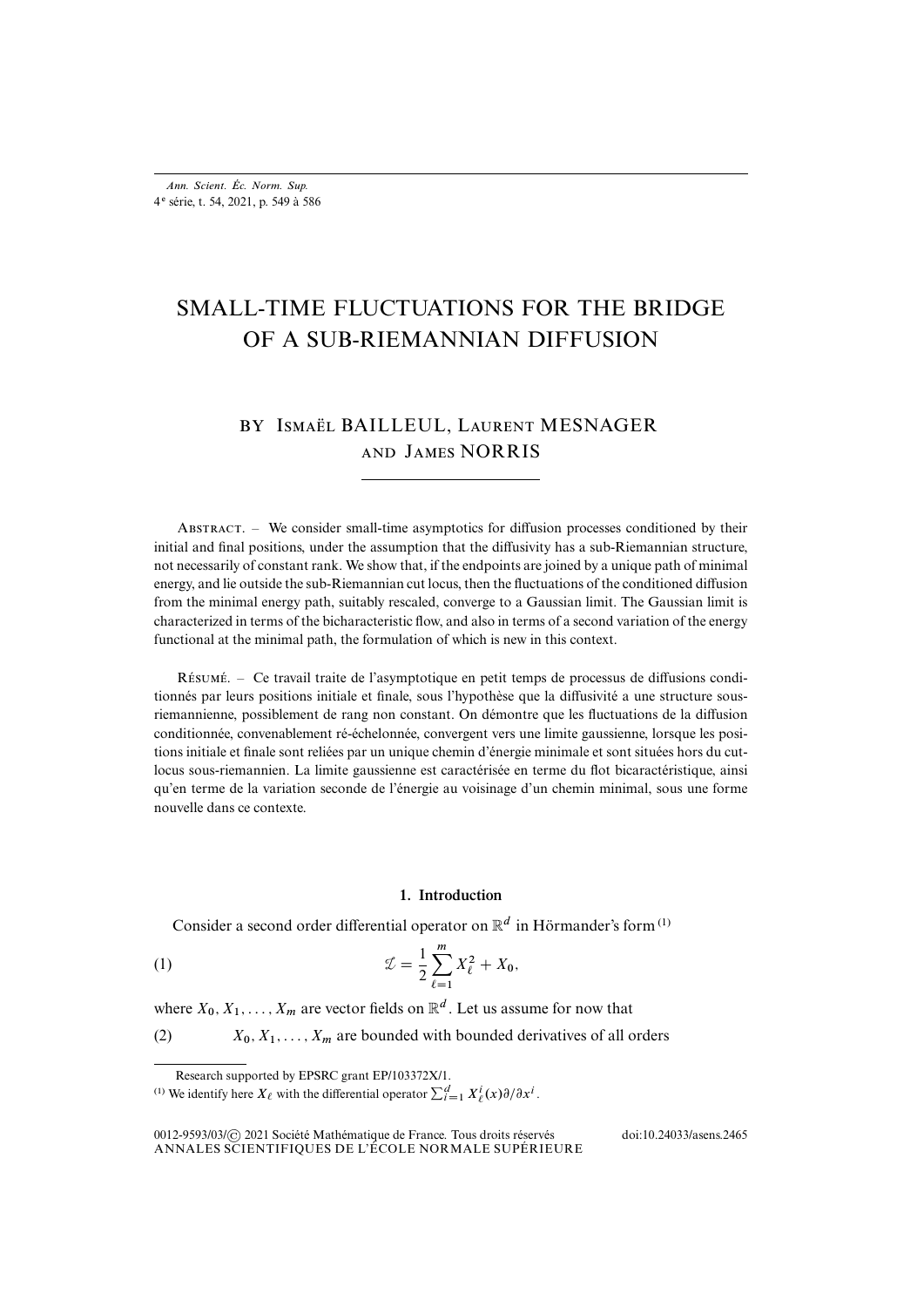# SMALL-TIME FLUCTUATIONS FOR THE BRIDGE OF A SUB-RIEMANNIAN DIFFUSION

BY Ismaël BAILLEUL, Laurent MESNAGER AND James NORRIS

Abstract. – We consider small-time asymptotics for diffusion processes conditioned by their initial and final positions, under the assumption that the diffusivity has a sub-Riemannian structure, not necessarily of constant rank. We show that, if the endpoints are joined by a unique path of minimal energy, and lie outside the sub-Riemannian cut locus, then the fluctuations of the conditioned diffusion from the minimal energy path, suitably rescaled, converge to a Gaussian limit. The Gaussian limit is characterized in terms of the bicharacteristic flow, and also in terms of a second variation of the energy functional at the minimal path, the formulation of which is new in this context.

Résumé. – Ce travail traite de l'asymptotique en petit temps de processus de diffusions conditionnés par leurs positions initiale et finale, sous l'hypothèse que la diffusivité a une structure sous-riemannienne, possiblement de rang non constant. On démontre que les fluctuations de la diffusion conditionnée, convenablement ré-échelonnée, convergent vers une limite gaussienne, lorsque les positions initiale et finale sont reliées par un unique chemin d'énergie minimale et sont situées hors du cut-locus sous-riemannien. La limite gaussienne est caractérisée en terme du flot bicaractéristique, ainsi qu'en terme de la variation seconde de l'énergie au voisinage d'un chemin minimal, sous une forme nouvelle dans ce contexte.

## 1. Introduction

Consider a second order differential operator on $\mathbb{R}^d$ in Hörmander's form [(1)]

$$\mathcal{L} = \frac{1}{2}\sum_{\ell=1}^{m} X_\ell^2 + X_0, \tag{1}$$

where $X_0, X_1, \ldots, X_m$ are vector fields on $\mathbb{R}^d$. Let us assume for now that

$$X_0, X_1, \ldots, X_m \text{ are bounded with bounded derivatives of all orders} \tag{2}$$

Research supported by EPSRC grant EP/103372X/1.

[(1)] We identify here $X_\ell$ with the differential operator $\sum_{i=1}^{d} X_\ell^i(x)\partial/\partial x^i$.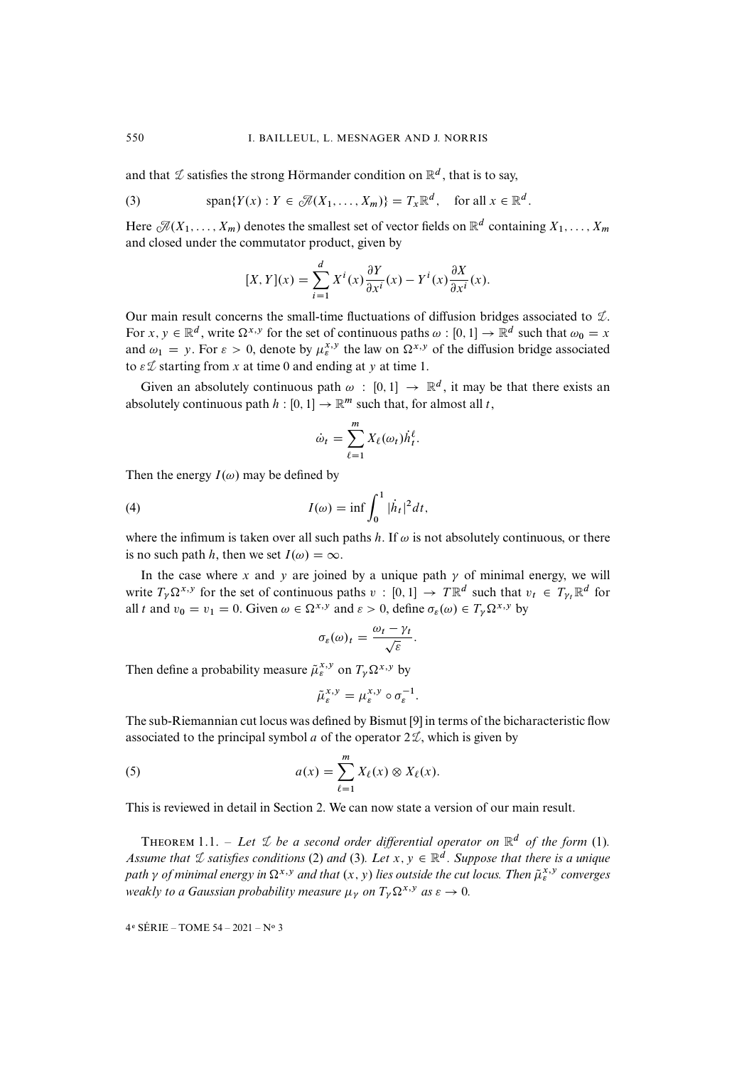and that $\mathcal{L}$ satisfies the strong Hörmander condition on $\mathbb{R}^d$, that is to say,

$$\operatorname{span}\{Y(x) : Y \in \mathscr{A}(X_1, \ldots, X_m)\} = T_x\mathbb{R}^d, \quad \text{for all } x \in \mathbb{R}^d. \tag{3}$$

Here $\mathscr{A}(X_1, \ldots, X_m)$ denotes the smallest set of vector fields on $\mathbb{R}^d$ containing $X_1, \ldots, X_m$ and closed under the commutator product, given by

$$[X, Y](x) = \sum_{i=1}^{d} X^i(x)\frac{\partial Y}{\partial x^i}(x) - Y^i(x)\frac{\partial X}{\partial x^i}(x).$$

Our main result concerns the small-time fluctuations of diffusion bridges associated to $\mathcal{L}$. For $x, y \in \mathbb{R}^d$, write $\Omega^{x,y}$ for the set of continuous paths $\omega : [0,1] \to \mathbb{R}^d$ such that $\omega_0 = x$ and $\omega_1 = y$. For $\varepsilon > 0$, denote by $\mu_\varepsilon^{x,y}$ the law on $\Omega^{x,y}$ of the diffusion bridge associated to $\varepsilon\mathcal{L}$ starting from $x$ at time 0 and ending at $y$ at time 1.

Given an absolutely continuous path $\omega : [0,1] \to \mathbb{R}^d$, it may be that there exists an absolutely continuous path $h : [0,1] \to \mathbb{R}^m$ such that, for almost all $t$,

$$\dot{\omega}_t = \sum_{\ell=1}^{m} X_\ell(\omega_t)\dot{h}_t^\ell.$$

Then the energy $I(\omega)$ may be defined by

$$I(\omega) = \inf \int_0^1 |\dot{h}_t|^2 dt, \tag{4}$$

where the infimum is taken over all such paths $h$. If $\omega$ is not absolutely continuous, or there is no such path $h$, then we set $I(\omega) = \infty$.

In the case where $x$ and $y$ are joined by a unique path $\gamma$ of minimal energy, we will write $T_\gamma\Omega^{x,y}$ for the set of continuous paths $v : [0,1] \to T\mathbb{R}^d$ such that $v_t \in T_{\gamma_t}\mathbb{R}^d$ for all $t$ and $v_0 = v_1 = 0$. Given $\omega \in \Omega^{x,y}$ and $\varepsilon > 0$, define $\sigma_\varepsilon(\omega) \in T_\gamma\Omega^{x,y}$ by

$$\sigma_\varepsilon(\omega)_t = \frac{\omega_t - \gamma_t}{\sqrt{\varepsilon}}.$$

Then define a probability measure $\tilde{\mu}_\varepsilon^{x,y}$ on $T_\gamma\Omega^{x,y}$ by

$$\tilde{\mu}_\varepsilon^{x,y} = \mu_\varepsilon^{x,y} \circ \sigma_\varepsilon^{-1}.$$

The sub-Riemannian cut locus was defined by Bismut [9] in terms of the bicharacteristic flow associated to the principal symbol $a$ of the operator $2\mathcal{L}$, which is given by

$$a(x) = \sum_{\ell=1}^{m} X_\ell(x) \otimes X_\ell(x). \tag{5}$$

This is reviewed in detail in Section 2. We can now state a version of our main result.

**Theorem 1.1.** – *Let $\mathcal{L}$ be a second order differential operator on $\mathbb{R}^d$ of the form* (1)*. Assume that $\mathcal{L}$ satisfies conditions* (2) *and* (3)*. Let $x, y \in \mathbb{R}^d$. Suppose that there is a unique path $\gamma$ of minimal energy in $\Omega^{x,y}$ and that $(x, y)$ lies outside the cut locus. Then $\tilde{\mu}_\varepsilon^{x,y}$ converges weakly to a Gaussian probability measure $\mu_\gamma$ on $T_\gamma\Omega^{x,y}$ as $\varepsilon \to 0$.*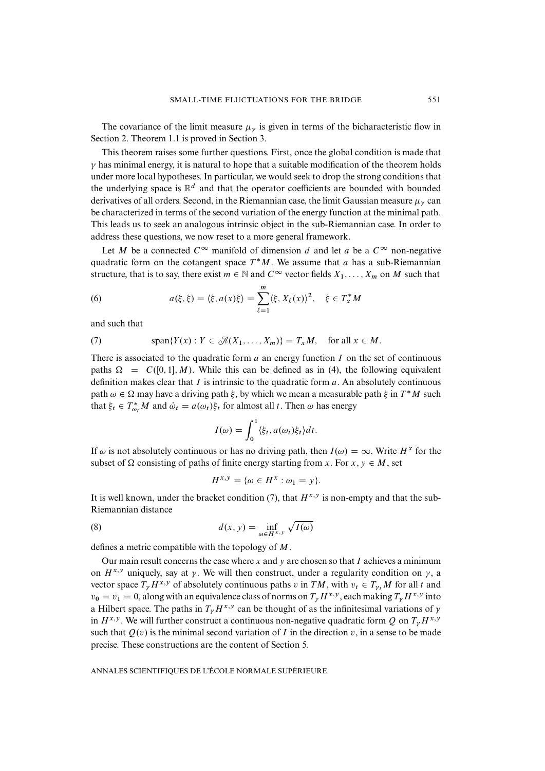The covariance of the limit measure $\mu_\gamma$ is given in terms of the bicharacteristic flow in Section 2. Theorem 1.1 is proved in Section 3.

This theorem raises some further questions. First, once the global condition is made that $\gamma$ has minimal energy, it is natural to hope that a suitable modification of the theorem holds under more local hypotheses. In particular, we would seek to drop the strong conditions that the underlying space is $\mathbb{R}^d$ and that the operator coefficients are bounded with bounded derivatives of all orders. Second, in the Riemannian case, the limit Gaussian measure $\mu_\gamma$ can be characterized in terms of the second variation of the energy function at the minimal path. This leads us to seek an analogous intrinsic object in the sub-Riemannian case. In order to address these questions, we now reset to a more general framework.

Let $M$ be a connected $C^\infty$ manifold of dimension $d$ and let $a$ be a $C^\infty$ non-negative quadratic form on the cotangent space $T^*M$. We assume that $a$ has a sub-Riemannian structure, that is to say, there exist $m \in \mathbb{N}$ and $C^\infty$ vector fields $X_1, \dots, X_m$ on $M$ such that

$$
a(\xi,\xi) = \langle \xi, a(x)\xi \rangle = \sum_{\ell=1}^{m} \langle \xi, X_\ell(x) \rangle^2, \quad \xi \in T_x^* M \tag{6}
$$

and such that

$$
\operatorname{span}\{Y(x) : Y \in \mathscr{A}(X_1, \dots, X_m)\} = T_x M, \quad \text{for all } x \in M. \tag{7}
$$

There is associated to the quadratic form $a$ an energy function $I$ on the set of continuous paths $\Omega = C([0,1], M)$. While this can be defined as in (4), the following equivalent definition makes clear that $I$ is intrinsic to the quadratic form $a$. An absolutely continuous path $\omega \in \Omega$ may have a driving path $\xi$, by which we mean a measurable path $\xi$ in $T^*M$ such that $\xi_t \in T^*_{\omega_t} M$ and $\dot{\omega}_t = a(\omega_t)\xi_t$ for almost all $t$. Then $\omega$ has energy

$$
I(\omega) = \int_0^1 \langle \xi_t, a(\omega_t)\xi_t \rangle dt.
$$

If $\omega$ is not absolutely continuous or has no driving path, then $I(\omega) = \infty$. Write $H^x$ for the subset of $\Omega$ consisting of paths of finite energy starting from $x$. For $x, y \in M$, set

$$
H^{x,y} = \{\omega \in H^x : \omega_1 = y\}.
$$

It is well known, under the bracket condition (7), that $H^{x,y}$ is non-empty and that the sub-Riemannian distance

$$
d(x,y) = \inf_{\omega \in H^{x,y}} \sqrt{I(\omega)} \tag{8}
$$

defines a metric compatible with the topology of $M$.

Our main result concerns the case where $x$ and $y$ are chosen so that $I$ achieves a minimum on $H^{x,y}$ uniquely, say at $\gamma$. We will then construct, under a regularity condition on $\gamma$, a vector space $T_\gamma H^{x,y}$ of absolutely continuous paths $v$ in $TM$, with $v_t \in T_{\gamma_t} M$ for all $t$ and $v_0 = v_1 = 0$, along with an equivalence class of norms on $T_\gamma H^{x,y}$, each making $T_\gamma H^{x,y}$ into a Hilbert space. The paths in $T_\gamma H^{x,y}$ can be thought of as the infinitesimal variations of $\gamma$ in $H^{x,y}$. We will further construct a continuous non-negative quadratic form $Q$ on $T_\gamma H^{x,y}$ such that $Q(v)$ is the minimal second variation of $I$ in the direction $v$, in a sense to be made precise. These constructions are the content of Section 5.